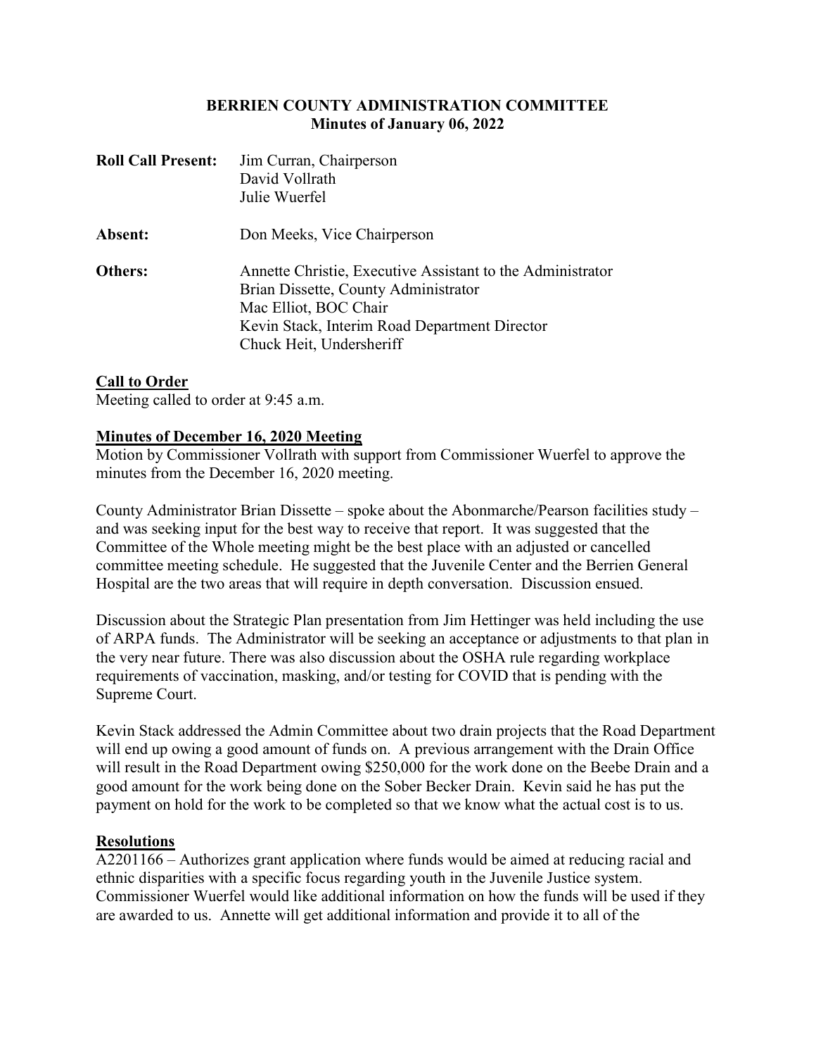# BERRIEN COUNTY ADMINISTRATION COMMITTEE
## Minutes of January 06, 2022

**Roll Call Present:** Jim Curran, Chairperson
David Vollrath
Julie Wuerfel

**Absent:** Don Meeks, Vice Chairperson

**Others:** Annette Christie, Executive Assistant to the Administrator
Brian Dissette, County Administrator
Mac Elliot, BOC Chair
Kevin Stack, Interim Road Department Director
Chuck Heit, Undersheriff

### Call to Order

Meeting called to order at 9:45 a.m.

### Minutes of December 16, 2020 Meeting

Motion by Commissioner Vollrath with support from Commissioner Wuerfel to approve the minutes from the December 16, 2020 meeting.

County Administrator Brian Dissette – spoke about the Abonmarche/Pearson facilities study – and was seeking input for the best way to receive that report. It was suggested that the Committee of the Whole meeting might be the best place with an adjusted or cancelled committee meeting schedule. He suggested that the Juvenile Center and the Berrien General Hospital are the two areas that will require in depth conversation. Discussion ensued.

Discussion about the Strategic Plan presentation from Jim Hettinger was held including the use of ARPA funds. The Administrator will be seeking an acceptance or adjustments to that plan in the very near future. There was also discussion about the OSHA rule regarding workplace requirements of vaccination, masking, and/or testing for COVID that is pending with the Supreme Court.

Kevin Stack addressed the Admin Committee about two drain projects that the Road Department will end up owing a good amount of funds on. A previous arrangement with the Drain Office will result in the Road Department owing $250,000 for the work done on the Beebe Drain and a good amount for the work being done on the Sober Becker Drain. Kevin said he has put the payment on hold for the work to be completed so that we know what the actual cost is to us.

### Resolutions

A2201166 – Authorizes grant application where funds would be aimed at reducing racial and ethnic disparities with a specific focus regarding youth in the Juvenile Justice system. Commissioner Wuerfel would like additional information on how the funds will be used if they are awarded to us. Annette will get additional information and provide it to all of the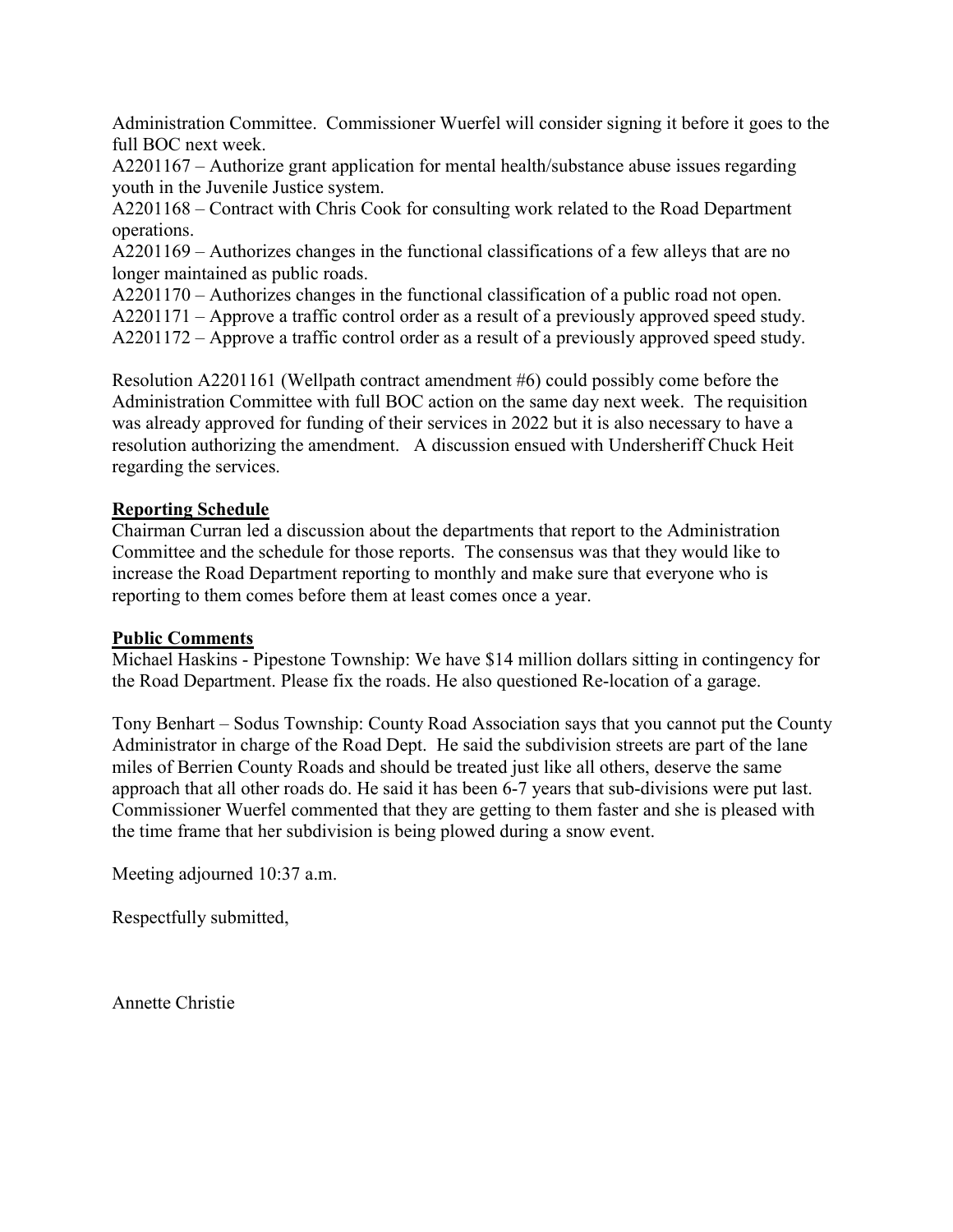Administration Committee. Commissioner Wuerfel will consider signing it before it goes to the full BOC next week.

A2201167 – Authorize grant application for mental health/substance abuse issues regarding youth in the Juvenile Justice system.

A2201168 – Contract with Chris Cook for consulting work related to the Road Department operations.

A2201169 – Authorizes changes in the functional classifications of a few alleys that are no longer maintained as public roads.

A2201170 – Authorizes changes in the functional classification of a public road not open.

A2201171 – Approve a traffic control order as a result of a previously approved speed study.

A2201172 – Approve a traffic control order as a result of a previously approved speed study.

Resolution A2201161 (Wellpath contract amendment #6) could possibly come before the Administration Committee with full BOC action on the same day next week. The requisition was already approved for funding of their services in 2022 but it is also necessary to have a resolution authorizing the amendment. A discussion ensued with Undersheriff Chuck Heit regarding the services.

**Reporting Schedule**

Chairman Curran led a discussion about the departments that report to the Administration Committee and the schedule for those reports. The consensus was that they would like to increase the Road Department reporting to monthly and make sure that everyone who is reporting to them comes before them at least comes once a year.

**Public Comments**

Michael Haskins - Pipestone Township: We have $14 million dollars sitting in contingency for the Road Department. Please fix the roads. He also questioned Re-location of a garage.

Tony Benhart – Sodus Township: County Road Association says that you cannot put the County Administrator in charge of the Road Dept. He said the subdivision streets are part of the lane miles of Berrien County Roads and should be treated just like all others, deserve the same approach that all other roads do. He said it has been 6-7 years that sub-divisions were put last. Commissioner Wuerfel commented that they are getting to them faster and she is pleased with the time frame that her subdivision is being plowed during a snow event.

Meeting adjourned 10:37 a.m.

Respectfully submitted,

Annette Christie